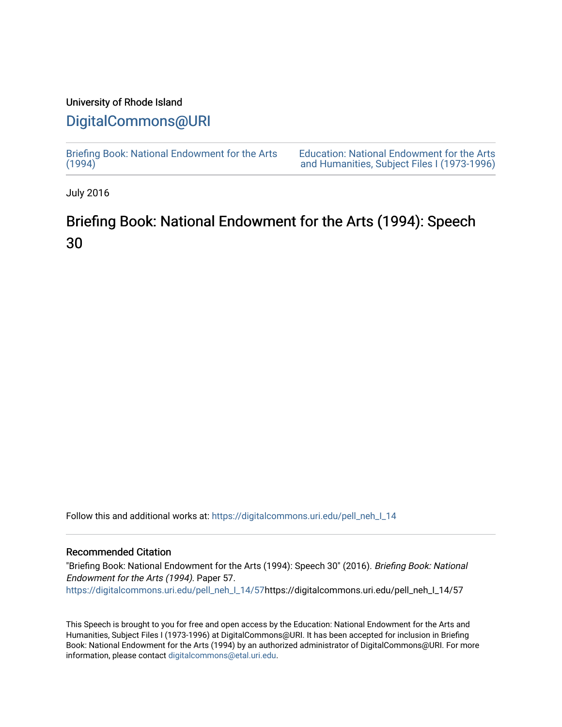University of Rhode Island

DigitalCommons@URI

Briefing Book: National Endowment for the Arts (1994)

Education: National Endowment for the Arts and Humanities, Subject Files I (1973-1996)

July 2016

# Briefing Book: National Endowment for the Arts (1994): Speech 30

Follow this and additional works at: https://digitalcommons.uri.edu/pell_neh_I_14

## Recommended Citation

"Briefing Book: National Endowment for the Arts (1994): Speech 30" (2016). *Briefing Book: National Endowment for the Arts (1994).* Paper 57.
https://digitalcommons.uri.edu/pell_neh_I_14/57https://digitalcommons.uri.edu/pell_neh_I_14/57

This Speech is brought to you for free and open access by the Education: National Endowment for the Arts and Humanities, Subject Files I (1973-1996) at DigitalCommons@URI. It has been accepted for inclusion in Briefing Book: National Endowment for the Arts (1994) by an authorized administrator of DigitalCommons@URI. For more information, please contact digitalcommons@etal.uri.edu.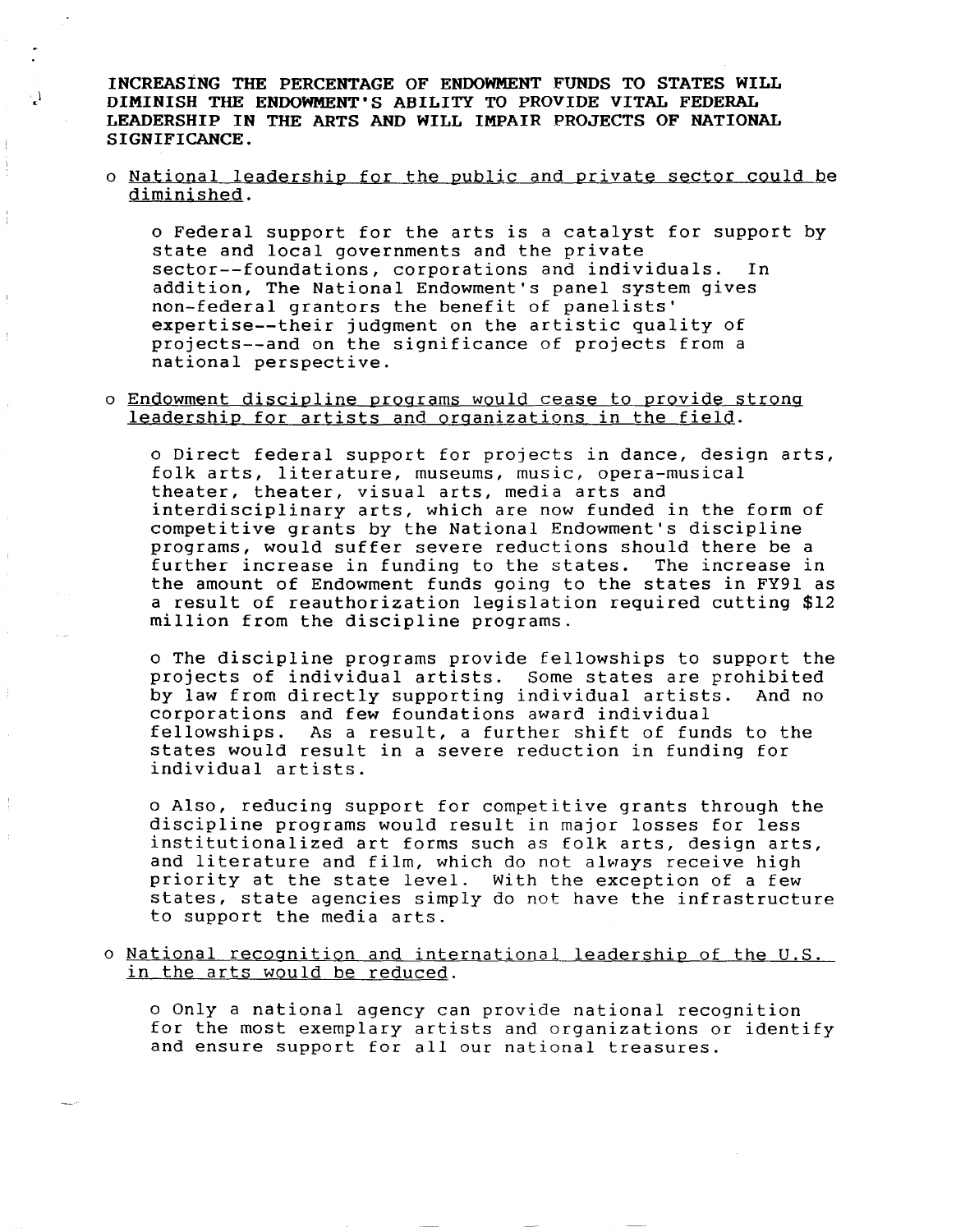**INCREASING THE PERCENTAGE OF ENDOWMENT FUNDS TO STATES WILL DIMINISH THE ENDOWMENT'S ABILITY TO PROVIDE VITAL FEDERAL LEADERSHIP IN THE ARTS AND WILL IMPAIR PROJECTS OF NATIONAL SIGNIFICANCE.**

- National leadership for the public and private sector could be diminished.

  - Federal support for the arts is a catalyst for support by state and local governments and the private sector--foundations, corporations and individuals. In addition, The National Endowment's panel system gives non-federal grantors the benefit of panelists' expertise--their judgment on the artistic quality of projects--and on the significance of projects from a national perspective.

- Endowment discipline programs would cease to provide strong leadership for artists and organizations in the field.

  - Direct federal support for projects in dance, design arts, folk arts, literature, museums, music, opera-musical theater, theater, visual arts, media arts and interdisciplinary arts, which are now funded in the form of competitive grants by the National Endowment's discipline programs, would suffer severe reductions should there be a further increase in funding to the states. The increase in the amount of Endowment funds going to the states in FY91 as a result of reauthorization legislation required cutting $12 million from the discipline programs.

  - The discipline programs provide fellowships to support the projects of individual artists. Some states are prohibited by law from directly supporting individual artists. And no corporations and few foundations award individual fellowships. As a result, a further shift of funds to the states would result in a severe reduction in funding for individual artists.

  - Also, reducing support for competitive grants through the discipline programs would result in major losses for less institutionalized art forms such as folk arts, design arts, and literature and film, which do not always receive high priority at the state level. With the exception of a few states, state agencies simply do not have the infrastructure to support the media arts.

- National recognition and international leadership of the U.S. in the arts would be reduced.

  - Only a national agency can provide national recognition for the most exemplary artists and organizations or identify and ensure support for all our national treasures.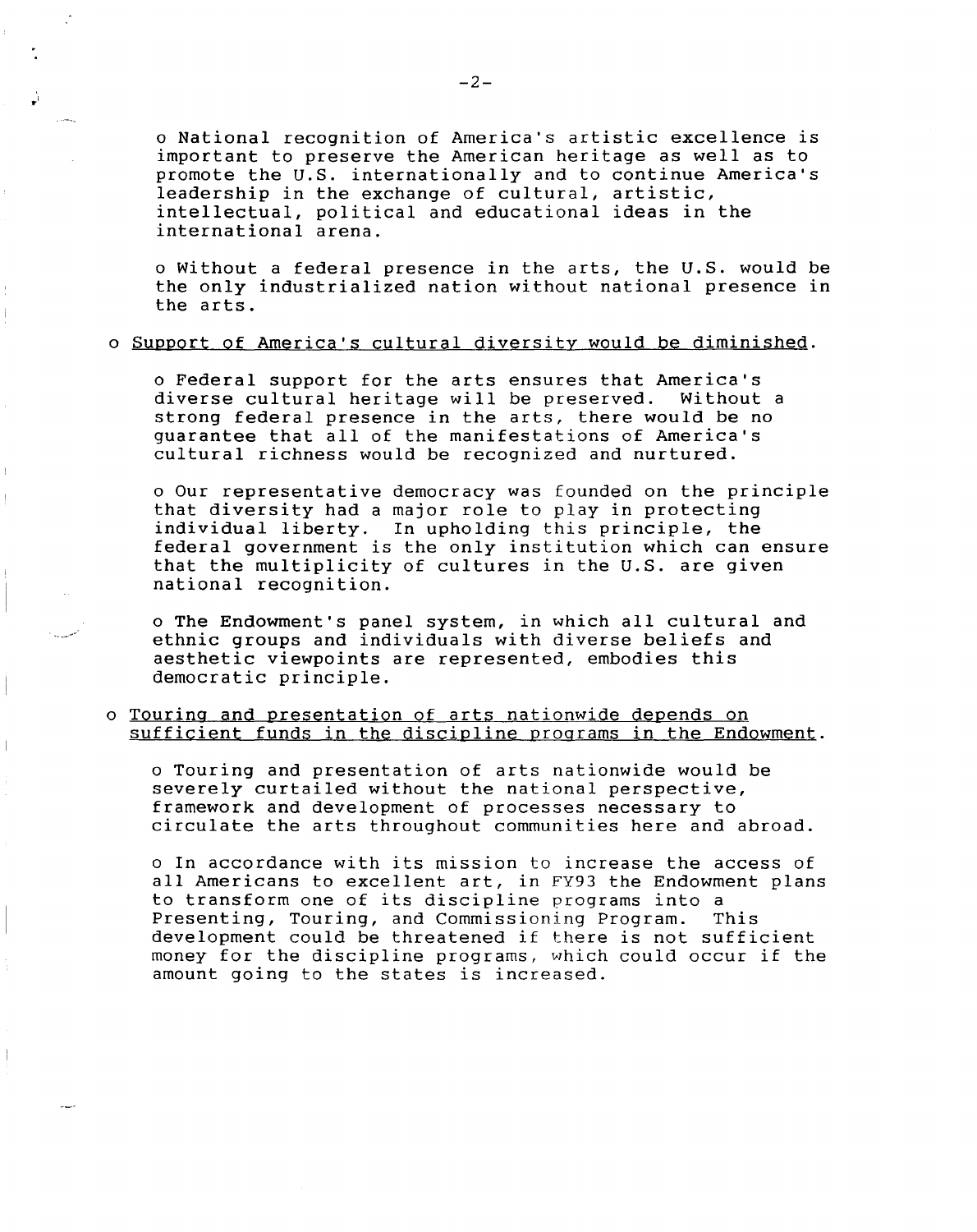- National recognition of America's artistic excellence is important to preserve the American heritage as well as to promote the U.S. internationally and to continue America's leadership in the exchange of cultural, artistic, intellectual, political and educational ideas in the international arena.

- Without a federal presence in the arts, the U.S. would be the only industrialized nation without national presence in the arts.

o <u>Support of America's cultural diversity would be diminished</u>.

- Federal support for the arts ensures that America's diverse cultural heritage will be preserved. Without a strong federal presence in the arts, there would be no guarantee that all of the manifestations of America's cultural richness would be recognized and nurtured.

- Our representative democracy was founded on the principle that diversity had a major role to play in protecting individual liberty. In upholding this principle, the federal government is the only institution which can ensure that the multiplicity of cultures in the U.S. are given national recognition.

- The Endowment's panel system, in which all cultural and ethnic groups and individuals with diverse beliefs and aesthetic viewpoints are represented, embodies this democratic principle.

o <u>Touring and presentation of arts nationwide depends on sufficient funds in the discipline programs in the Endowment</u>.

- Touring and presentation of arts nationwide would be severely curtailed without the national perspective, framework and development of processes necessary to circulate the arts throughout communities here and abroad.

- In accordance with its mission to increase the access of all Americans to excellent art, in FY93 the Endowment plans to transform one of its discipline programs into a Presenting, Touring, and Commissioning Program. This development could be threatened if there is not sufficient money for the discipline programs, which could occur if the amount going to the states is increased.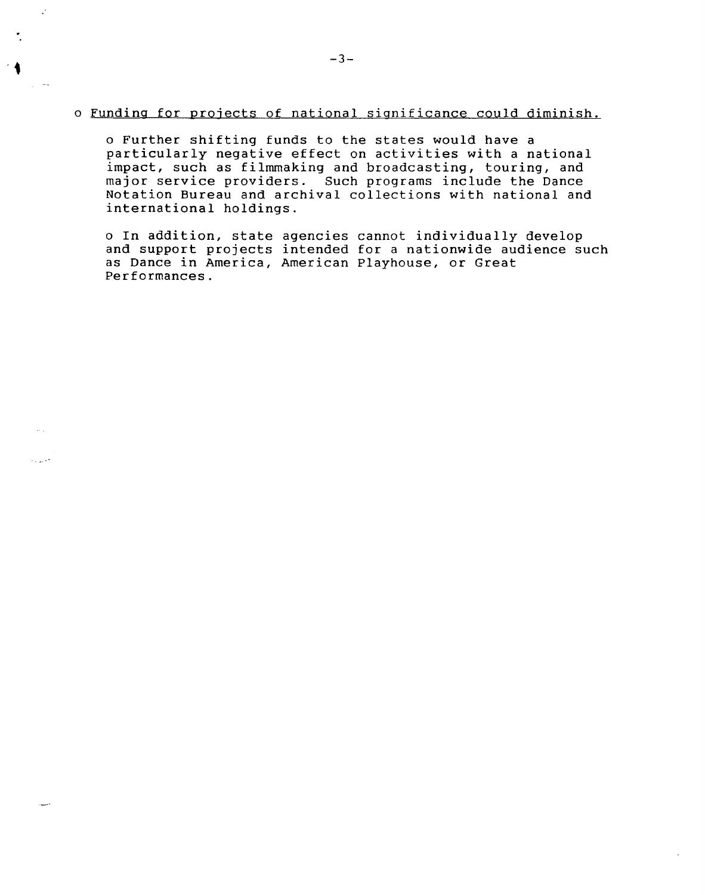- <u>Funding for projects of national significance could diminish.</u>

  - Further shifting funds to the states would have a particularly negative effect on activities with a national impact, such as filmmaking and broadcasting, touring, and major service providers. Such programs include the Dance Notation Bureau and archival collections with national and international holdings.

  - In addition, state agencies cannot individually develop and support projects intended for a nationwide audience such as Dance in America, American Playhouse, or Great Performances.